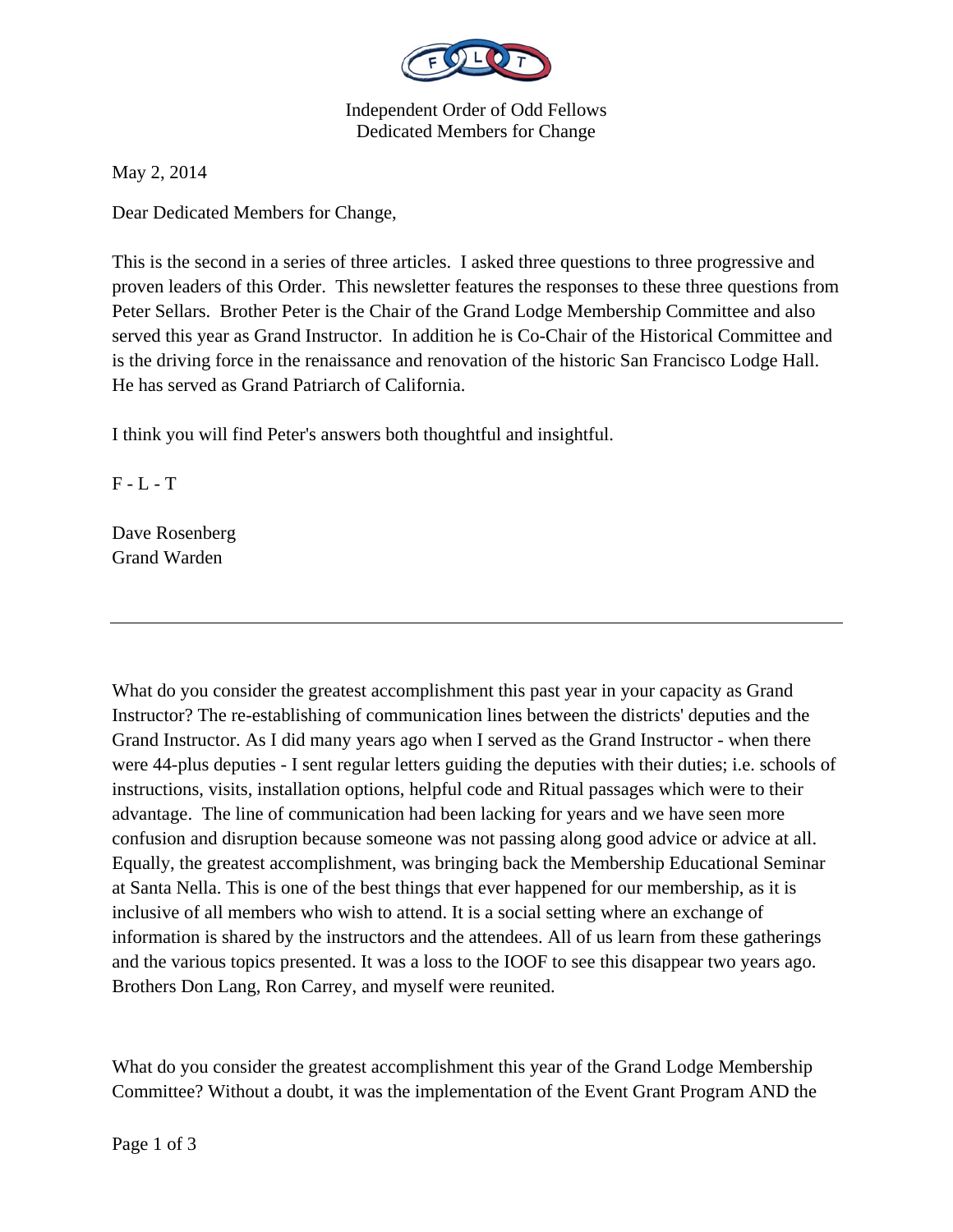Independent Order of Odd Fellows
Dedicated Members for Change

May 2, 2014

Dear Dedicated Members for Change,

This is the second in a series of three articles. I asked three questions to three progressive and proven leaders of this Order. This newsletter features the responses to these three questions from Peter Sellars. Brother Peter is the Chair of the Grand Lodge Membership Committee and also served this year as Grand Instructor. In addition he is Co-Chair of the Historical Committee and is the driving force in the renaissance and renovation of the historic San Francisco Lodge Hall. He has served as Grand Patriarch of California.

I think you will find Peter's answers both thoughtful and insightful.

F - L - T

Dave Rosenberg
Grand Warden

---

What do you consider the greatest accomplishment this past year in your capacity as Grand Instructor? The re-establishing of communication lines between the districts' deputies and the Grand Instructor. As I did many years ago when I served as the Grand Instructor - when there were 44-plus deputies - I sent regular letters guiding the deputies with their duties; i.e. schools of instructions, visits, installation options, helpful code and Ritual passages which were to their advantage. The line of communication had been lacking for years and we have seen more confusion and disruption because someone was not passing along good advice or advice at all. Equally, the greatest accomplishment, was bringing back the Membership Educational Seminar at Santa Nella. This is one of the best things that ever happened for our membership, as it is inclusive of all members who wish to attend. It is a social setting where an exchange of information is shared by the instructors and the attendees. All of us learn from these gatherings and the various topics presented. It was a loss to the IOOF to see this disappear two years ago. Brothers Don Lang, Ron Carrey, and myself were reunited.

What do you consider the greatest accomplishment this year of the Grand Lodge Membership Committee? Without a doubt, it was the implementation of the Event Grant Program AND the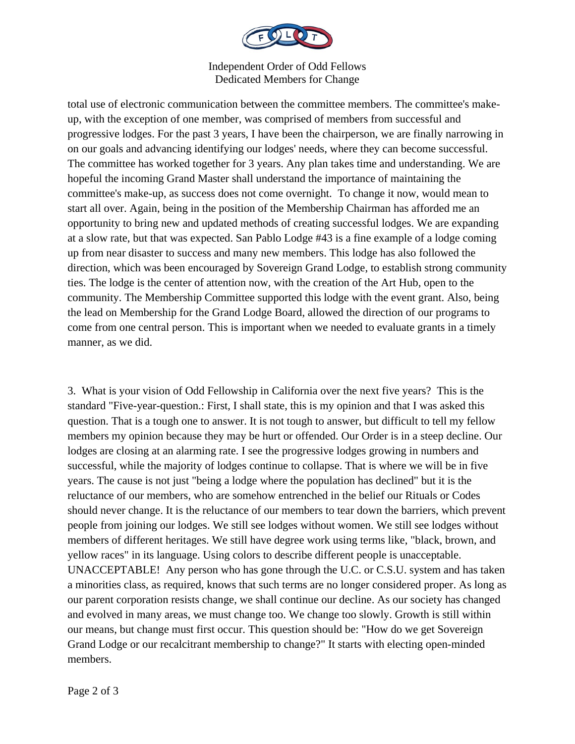total use of electronic communication between the committee members. The committee's make-up, with the exception of one member, was comprised of members from successful and progressive lodges. For the past 3 years, I have been the chairperson, we are finally narrowing in on our goals and advancing identifying our lodges' needs, where they can become successful. The committee has worked together for 3 years. Any plan takes time and understanding. We are hopeful the incoming Grand Master shall understand the importance of maintaining the committee's make-up, as success does not come overnight. To change it now, would mean to start all over. Again, being in the position of the Membership Chairman has afforded me an opportunity to bring new and updated methods of creating successful lodges. We are expanding at a slow rate, but that was expected. San Pablo Lodge #43 is a fine example of a lodge coming up from near disaster to success and many new members. This lodge has also followed the direction, which was been encouraged by Sovereign Grand Lodge, to establish strong community ties. The lodge is the center of attention now, with the creation of the Art Hub, open to the community. The Membership Committee supported this lodge with the event grant. Also, being the lead on Membership for the Grand Lodge Board, allowed the direction of our programs to come from one central person. This is important when we needed to evaluate grants in a timely manner, as we did.

3. What is your vision of Odd Fellowship in California over the next five years? This is the standard "Five-year-question.: First, I shall state, this is my opinion and that I was asked this question. That is a tough one to answer. It is not tough to answer, but difficult to tell my fellow members my opinion because they may be hurt or offended. Our Order is in a steep decline. Our lodges are closing at an alarming rate. I see the progressive lodges growing in numbers and successful, while the majority of lodges continue to collapse. That is where we will be in five years. The cause is not just "being a lodge where the population has declined" but it is the reluctance of our members, who are somehow entrenched in the belief our Rituals or Codes should never change. It is the reluctance of our members to tear down the barriers, which prevent people from joining our lodges. We still see lodges without women. We still see lodges without members of different heritages. We still have degree work using terms like, "black, brown, and yellow races" in its language. Using colors to describe different people is unacceptable. UNACCEPTABLE! Any person who has gone through the U.C. or C.S.U. system and has taken a minorities class, as required, knows that such terms are no longer considered proper. As long as our parent corporation resists change, we shall continue our decline. As our society has changed and evolved in many areas, we must change too. We change too slowly. Growth is still within our means, but change must first occur. This question should be: "How do we get Sovereign Grand Lodge or our recalcitrant membership to change?" It starts with electing open-minded members.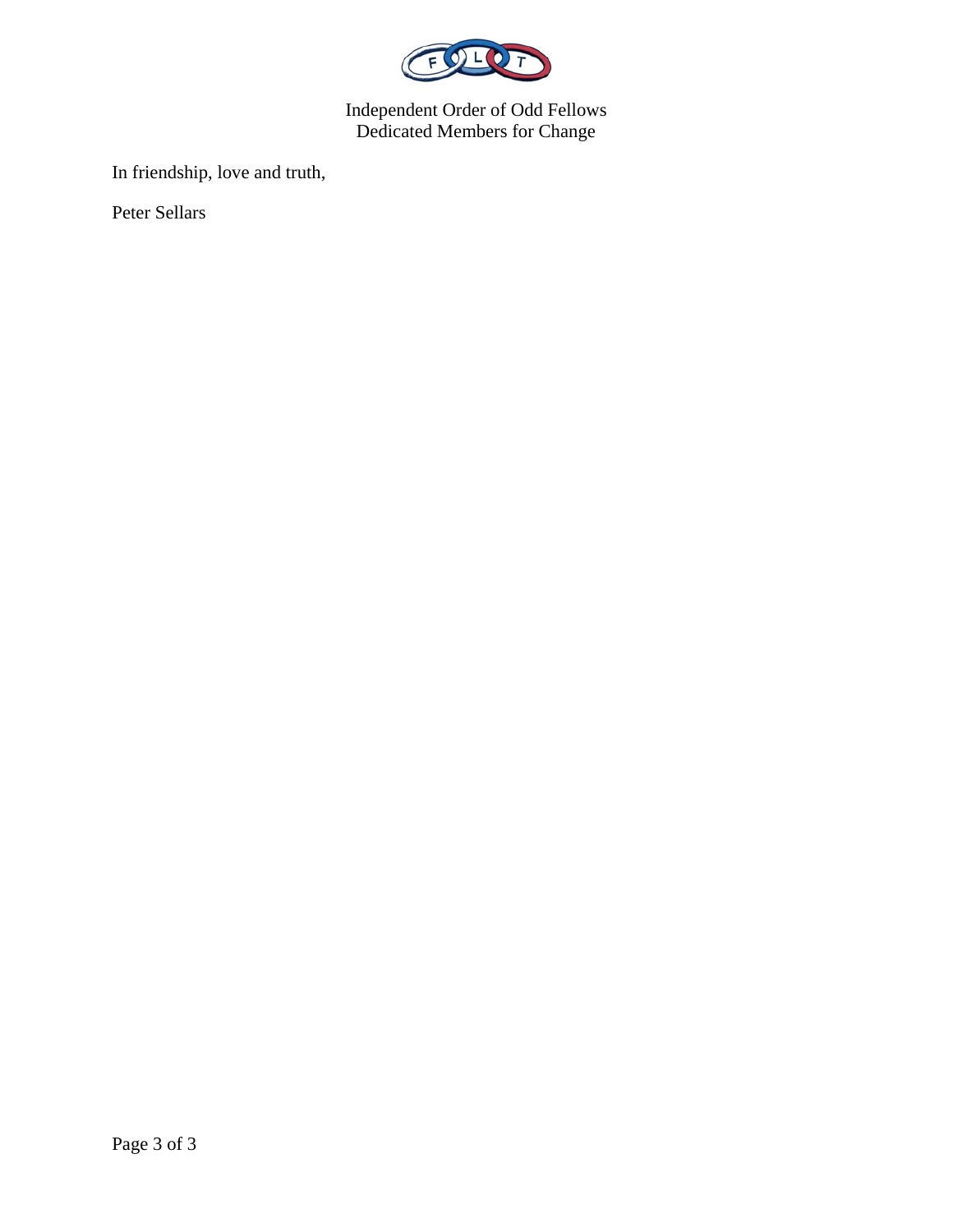In friendship, love and truth,

Peter Sellars